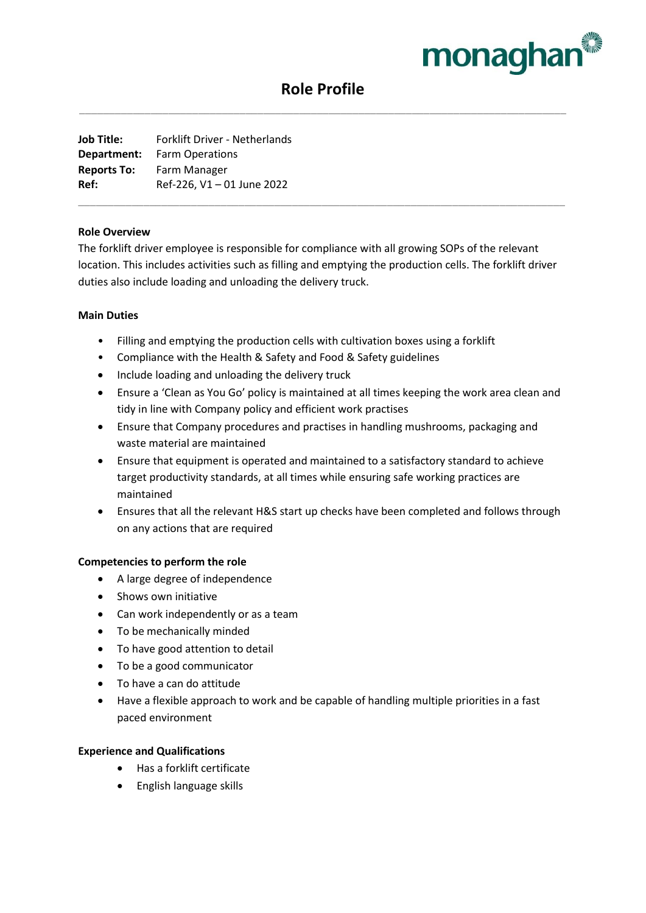monaghan

# Role Profile

---

**Job Title:** Forklift Driver - Netherlands
**Department:** Farm Operations
**Reports To:** Farm Manager
**Ref:** Ref-226, V1 – 01 June 2022

---

**Role Overview**

The forklift driver employee is responsible for compliance with all growing SOPs of the relevant location. This includes activities such as filling and emptying the production cells. The forklift driver duties also include loading and unloading the delivery truck.

**Main Duties**

- Filling and emptying the production cells with cultivation boxes using a forklift
- Compliance with the Health & Safety and Food & Safety guidelines
- Include loading and unloading the delivery truck
- Ensure a 'Clean as You Go' policy is maintained at all times keeping the work area clean and tidy in line with Company policy and efficient work practises
- Ensure that Company procedures and practises in handling mushrooms, packaging and waste material are maintained
- Ensure that equipment is operated and maintained to a satisfactory standard to achieve target productivity standards, at all times while ensuring safe working practices are maintained
- Ensures that all the relevant H&S start up checks have been completed and follows through on any actions that are required

**Competencies to perform the role**

- A large degree of independence
- Shows own initiative
- Can work independently or as a team
- To be mechanically minded
- To have good attention to detail
- To be a good communicator
- To have a can do attitude
- Have a flexible approach to work and be capable of handling multiple priorities in a fast paced environment

**Experience and Qualifications**

- Has a forklift certificate
- English language skills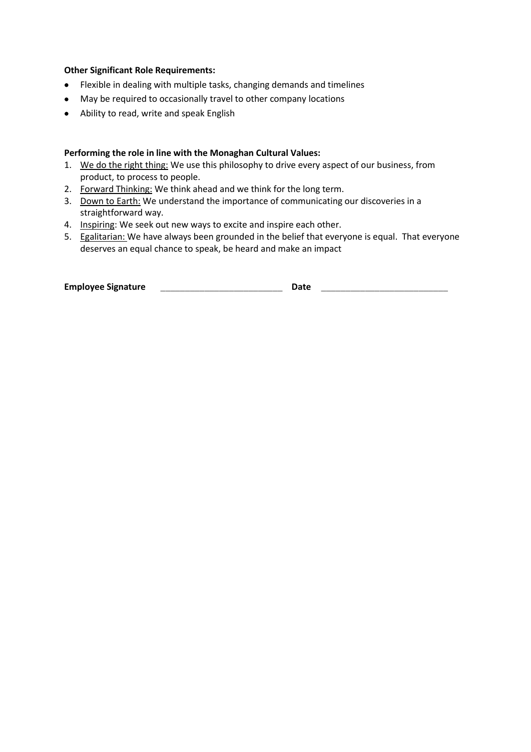**Other Significant Role Requirements:**

- Flexible in dealing with multiple tasks, changing demands and timelines
- May be required to occasionally travel to other company locations
- Ability to read, write and speak English

**Performing the role in line with the Monaghan Cultural Values:**

1. We do the right thing: We use this philosophy to drive every aspect of our business, from product, to process to people.
2. Forward Thinking: We think ahead and we think for the long term.
3. Down to Earth: We understand the importance of communicating our discoveries in a straightforward way.
4. Inspiring: We seek out new ways to excite and inspire each other.
5. Egalitarian: We have always been grounded in the belief that everyone is equal. That everyone deserves an equal chance to speak, be heard and make an impact

**Employee Signature** _________________________ **Date** __________________________